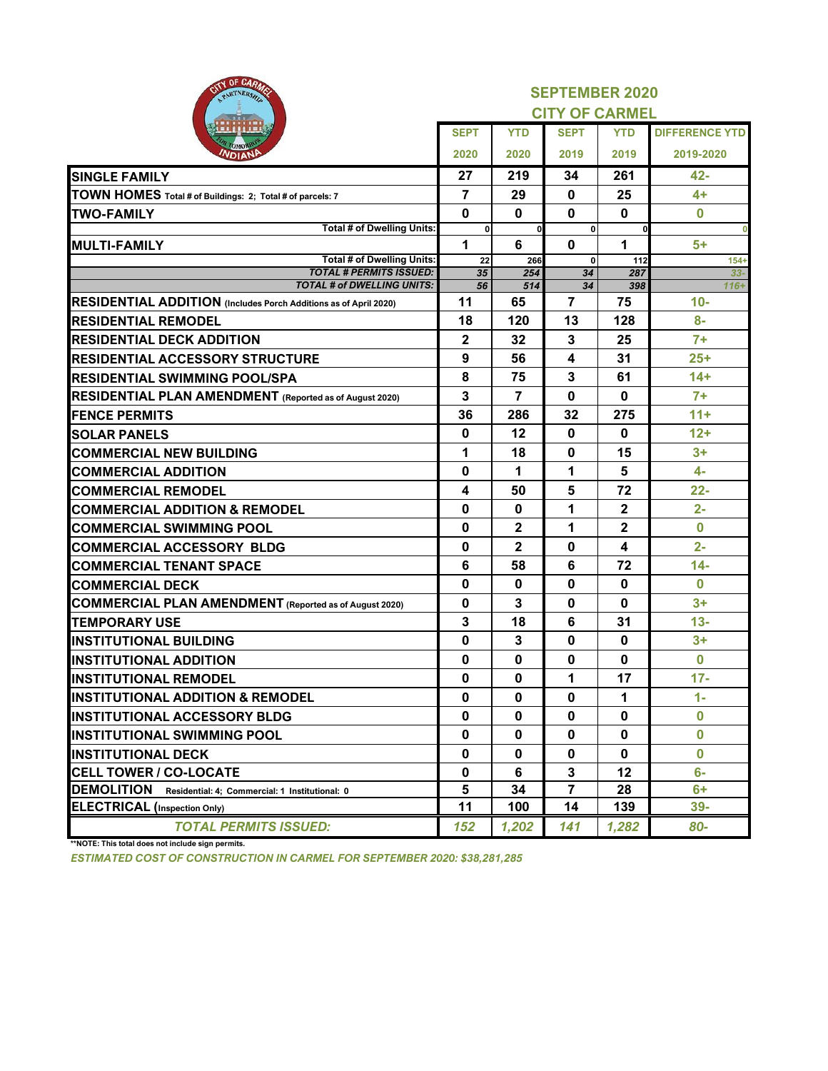## SEPTEMBER 2020
## CITY OF CARMEL

| | SEPT 2020 | YTD 2020 | SEPT 2019 | YTD 2019 | DIFFERENCE YTD 2019-2020 |
|---|---|---|---|---|---|
| **SINGLE FAMILY** | 27 | 219 | 34 | 261 | 42- |
| **TOWN HOMES** Total # of Buildings: 2; Total # of parcels: 7 | 7 | 29 | 0 | 25 | 4+ |
| **TWO-FAMILY** | 0 | 0 | 0 | 0 | 0 |
| Total # of Dwelling Units: | 0 | 0 | 0 | 0 | 0 |
| **MULTI-FAMILY** | 1 | 6 | 0 | 1 | 5+ |
| Total # of Dwelling Units: | 22 | 266 | 0 | 112 | 154+ |
| *TOTAL # PERMITS ISSUED:* | *35* | *254* | *34* | *287* | *33-* |
| *TOTAL # of DWELLING UNITS:* | *56* | *514* | *34* | *398* | *116+* |
| **RESIDENTIAL ADDITION** (Includes Porch Additions as of April 2020) | 11 | 65 | 7 | 75 | 10- |
| **RESIDENTIAL REMODEL** | 18 | 120 | 13 | 128 | 8- |
| **RESIDENTIAL DECK ADDITION** | 2 | 32 | 3 | 25 | 7+ |
| **RESIDENTIAL ACCESSORY STRUCTURE** | 9 | 56 | 4 | 31 | 25+ |
| **RESIDENTIAL SWIMMING POOL/SPA** | 8 | 75 | 3 | 61 | 14+ |
| **RESIDENTIAL PLAN AMENDMENT** (Reported as of August 2020) | 3 | 7 | 0 | 0 | 7+ |
| **FENCE PERMITS** | 36 | 286 | 32 | 275 | 11+ |
| **SOLAR PANELS** | 0 | 12 | 0 | 0 | 12+ |
| **COMMERCIAL NEW BUILDING** | 1 | 18 | 0 | 15 | 3+ |
| **COMMERCIAL ADDITION** | 0 | 1 | 1 | 5 | 4- |
| **COMMERCIAL REMODEL** | 4 | 50 | 5 | 72 | 22- |
| **COMMERCIAL ADDITION & REMODEL** | 0 | 0 | 1 | 2 | 2- |
| **COMMERCIAL SWIMMING POOL** | 0 | 2 | 1 | 2 | 0 |
| **COMMERCIAL ACCESSORY BLDG** | 0 | 2 | 0 | 4 | 2- |
| **COMMERCIAL TENANT SPACE** | 6 | 58 | 6 | 72 | 14- |
| **COMMERCIAL DECK** | 0 | 0 | 0 | 0 | 0 |
| **COMMERCIAL PLAN AMENDMENT** (Reported as of August 2020) | 0 | 3 | 0 | 0 | 3+ |
| **TEMPORARY USE** | 3 | 18 | 6 | 31 | 13- |
| **INSTITUTIONAL BUILDING** | 0 | 3 | 0 | 0 | 3+ |
| **INSTITUTIONAL ADDITION** | 0 | 0 | 0 | 0 | 0 |
| **INSTITUTIONAL REMODEL** | 0 | 0 | 1 | 17 | 17- |
| **INSTITUTIONAL ADDITION & REMODEL** | 0 | 0 | 0 | 1 | 1- |
| **INSTITUTIONAL ACCESSORY BLDG** | 0 | 0 | 0 | 0 | 0 |
| **INSTITUTIONAL SWIMMING POOL** | 0 | 0 | 0 | 0 | 0 |
| **INSTITUTIONAL DECK** | 0 | 0 | 0 | 0 | 0 |
| **CELL TOWER / CO-LOCATE** | 0 | 6 | 3 | 12 | 6- |
| **DEMOLITION** Residential: 4; Commercial: 1 Institutional: 0 | 5 | 34 | 7 | 28 | 6+ |
| **ELECTRICAL** (Inspection Only) | 11 | 100 | 14 | 139 | 39- |
| *TOTAL PERMITS ISSUED:* | *152* | *1,202* | *141* | *1,282* | *80-* |

**NOTE: This total does not include sign permits.

*ESTIMATED COST OF CONSTRUCTION IN CARMEL FOR SEPTEMBER 2020: $38,281,285*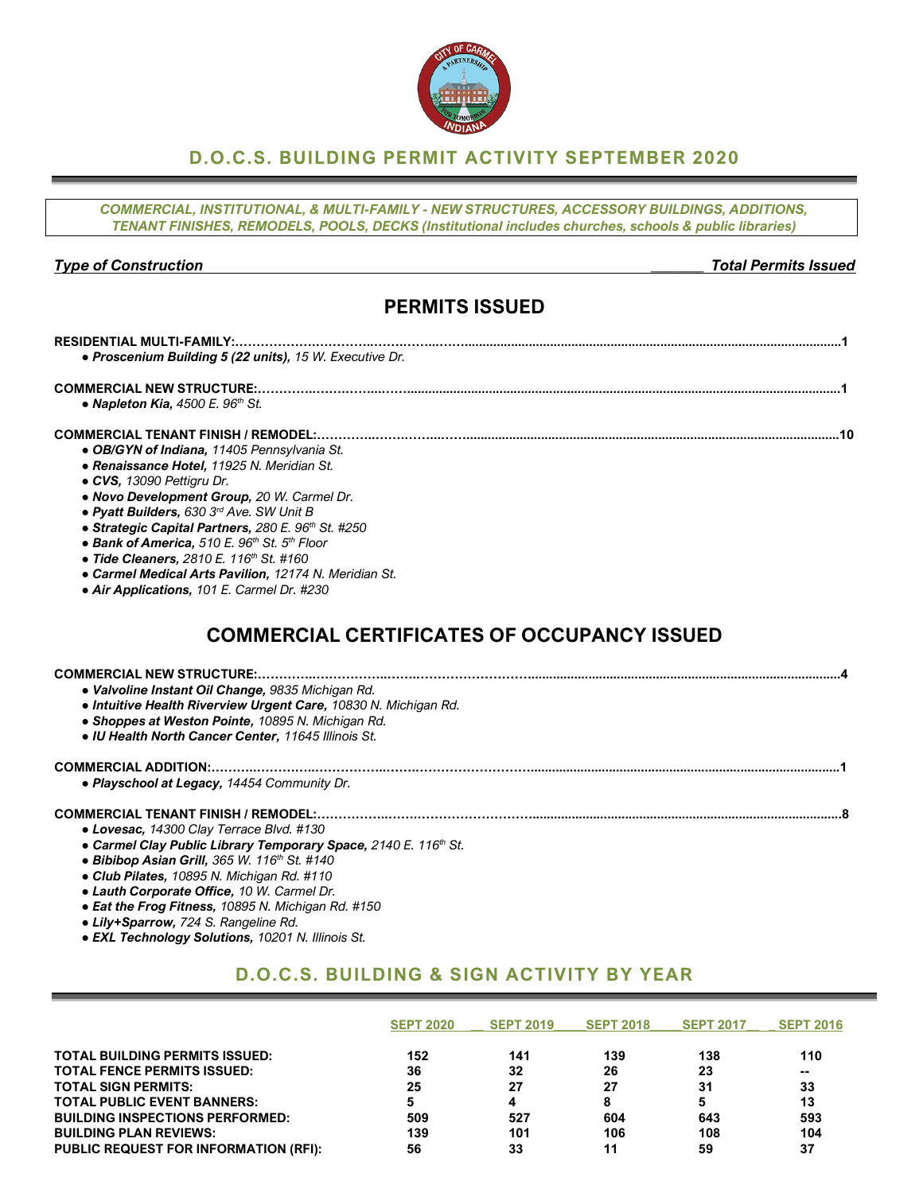# D.O.C.S. BUILDING PERMIT ACTIVITY SEPTEMBER 2020

*COMMERCIAL, INSTITUTIONAL, & MULTI-FAMILY - NEW STRUCTURES, ACCESSORY BUILDINGS, ADDITIONS, TENANT FINISHES, REMODELS, POOLS, DECKS (Institutional includes churches, schools & public libraries)*

***Type of Construction*** — ***Total Permits Issued***

## PERMITS ISSUED

**RESIDENTIAL MULTI-FAMILY:……………………………………………………………1**

- ***Proscenium Building 5 (22 units),*** *15 W. Executive Dr.*

**COMMERCIAL NEW STRUCTURE:……………………………………………………………1**

- ***Napleton Kia,*** *4500 E. 96th St.*

**COMMERCIAL TENANT FINISH / REMODEL:……………………………………………………………10**

- ***OB/GYN of Indiana,*** *11405 Pennsylvania St.*
- ***Renaissance Hotel,*** *11925 N. Meridian St.*
- ***CVS,*** *13090 Pettigru Dr.*
- ***Novo Development Group,*** *20 W. Carmel Dr.*
- ***Pyatt Builders,*** *630 3rd Ave. SW Unit B*
- ***Strategic Capital Partners,*** *280 E. 96th St. #250*
- ***Bank of America,*** *510 E. 96th St. 5th Floor*
- ***Tide Cleaners,*** *2810 E. 116th St. #160*
- ***Carmel Medical Arts Pavilion,*** *12174 N. Meridian St.*
- ***Air Applications,*** *101 E. Carmel Dr. #230*

## COMMERCIAL CERTIFICATES OF OCCUPANCY ISSUED

**COMMERCIAL NEW STRUCTURE:……………………………………………………………4**

- ***Valvoline Instant Oil Change,*** *9835 Michigan Rd.*
- ***Intuitive Health Riverview Urgent Care,*** *10830 N. Michigan Rd.*
- ***Shoppes at Weston Pointe,*** *10895 N. Michigan Rd.*
- ***IU Health North Cancer Center,*** *11645 Illinois St.*

**COMMERCIAL ADDITION:……………………………………………………………1**

- ***Playschool at Legacy,*** *14454 Community Dr.*

**COMMERCIAL TENANT FINISH / REMODEL:……………………………………………………………8**

- ***Lovesac,*** *14300 Clay Terrace Blvd. #130*
- ***Carmel Clay Public Library Temporary Space,*** *2140 E. 116th St.*
- ***Bibibop Asian Grill,*** *365 W. 116th St. #140*
- ***Club Pilates,*** *10895 N. Michigan Rd. #110*
- ***Lauth Corporate Office,*** *10 W. Carmel Dr.*
- ***Eat the Frog Fitness,*** *10895 N. Michigan Rd. #150*
- ***Lily+Sparrow,*** *724 S. Rangeline Rd.*
- ***EXL Technology Solutions,*** *10201 N. Illinois St.*

## D.O.C.S. BUILDING & SIGN ACTIVITY BY YEAR

| | SEPT 2020 | SEPT 2019 | SEPT 2018 | SEPT 2017 | SEPT 2016 |
|---|---|---|---|---|---|
| **TOTAL BUILDING PERMITS ISSUED:** | 152 | 141 | 139 | 138 | 110 |
| **TOTAL FENCE PERMITS ISSUED:** | 36 | 32 | 26 | 23 | -- |
| **TOTAL SIGN PERMITS:** | 25 | 27 | 27 | 31 | 33 |
| **TOTAL PUBLIC EVENT BANNERS:** | 5 | 4 | 8 | 5 | 13 |
| **BUILDING INSPECTIONS PERFORMED:** | 509 | 527 | 604 | 643 | 593 |
| **BUILDING PLAN REVIEWS:** | 139 | 101 | 106 | 108 | 104 |
| **PUBLIC REQUEST FOR INFORMATION (RFI):** | 56 | 33 | 11 | 59 | 37 |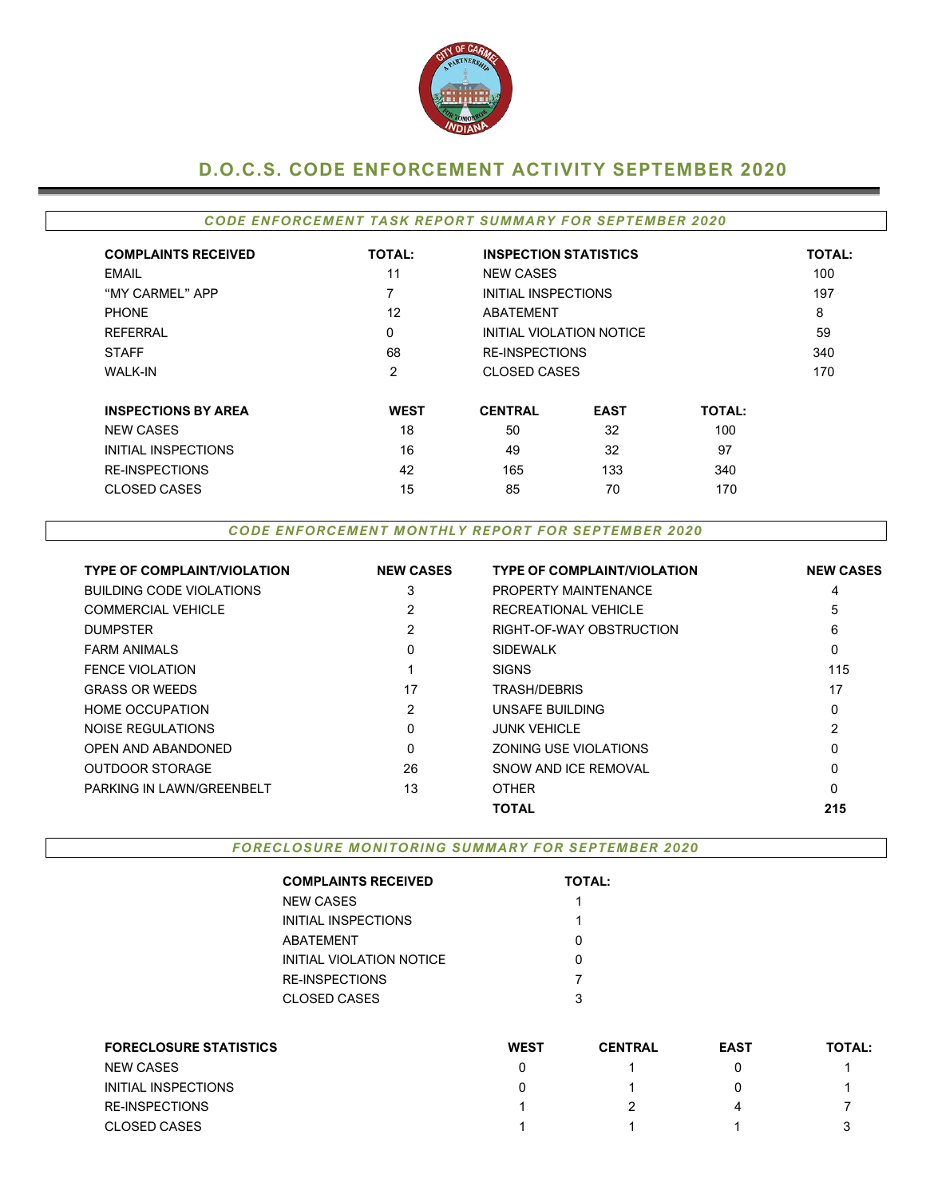# D.O.C.S. CODE ENFORCEMENT ACTIVITY SEPTEMBER 2020

## *CODE ENFORCEMENT TASK REPORT SUMMARY FOR SEPTEMBER 2020*

| COMPLAINTS RECEIVED | TOTAL: | INSPECTION STATISTICS | TOTAL: |
|---|---|---|---|
| EMAIL | 11 | NEW CASES | 100 |
| "MY CARMEL" APP | 7 | INITIAL INSPECTIONS | 197 |
| PHONE | 12 | ABATEMENT | 8 |
| REFERRAL | 0 | INITIAL VIOLATION NOTICE | 59 |
| STAFF | 68 | RE-INSPECTIONS | 340 |
| WALK-IN | 2 | CLOSED CASES | 170 |

| INSPECTIONS BY AREA | WEST | CENTRAL | EAST | TOTAL: |
|---|---|---|---|---|
| NEW CASES | 18 | 50 | 32 | 100 |
| INITIAL INSPECTIONS | 16 | 49 | 32 | 97 |
| RE-INSPECTIONS | 42 | 165 | 133 | 340 |
| CLOSED CASES | 15 | 85 | 70 | 170 |

## *CODE ENFORCEMENT MONTHLY REPORT FOR SEPTEMBER 2020*

| TYPE OF COMPLAINT/VIOLATION | NEW CASES | TYPE OF COMPLAINT/VIOLATION | NEW CASES |
|---|---|---|---|
| BUILDING CODE VIOLATIONS | 3 | PROPERTY MAINTENANCE | 4 |
| COMMERCIAL VEHICLE | 2 | RECREATIONAL VEHICLE | 5 |
| DUMPSTER | 2 | RIGHT-OF-WAY OBSTRUCTION | 6 |
| FARM ANIMALS | 0 | SIDEWALK | 0 |
| FENCE VIOLATION | 1 | SIGNS | 115 |
| GRASS OR WEEDS | 17 | TRASH/DEBRIS | 17 |
| HOME OCCUPATION | 2 | UNSAFE BUILDING | 0 |
| NOISE REGULATIONS | 0 | JUNK VEHICLE | 2 |
| OPEN AND ABANDONED | 0 | ZONING USE VIOLATIONS | 0 |
| OUTDOOR STORAGE | 26 | SNOW AND ICE REMOVAL | 0 |
| PARKING IN LAWN/GREENBELT | 13 | OTHER | 0 |
| | | **TOTAL** | **215** |

## *FORECLOSURE MONITORING SUMMARY FOR SEPTEMBER 2020*

| COMPLAINTS RECEIVED | TOTAL: |
|---|---|
| NEW CASES | 1 |
| INITIAL INSPECTIONS | 1 |
| ABATEMENT | 0 |
| INITIAL VIOLATION NOTICE | 0 |
| RE-INSPECTIONS | 7 |
| CLOSED CASES | 3 |

| FORECLOSURE STATISTICS | WEST | CENTRAL | EAST | TOTAL: |
|---|---|---|---|---|
| NEW CASES | 0 | 1 | 0 | 1 |
| INITIAL INSPECTIONS | 0 | 1 | 0 | 1 |
| RE-INSPECTIONS | 1 | 2 | 4 | 7 |
| CLOSED CASES | 1 | 1 | 1 | 3 |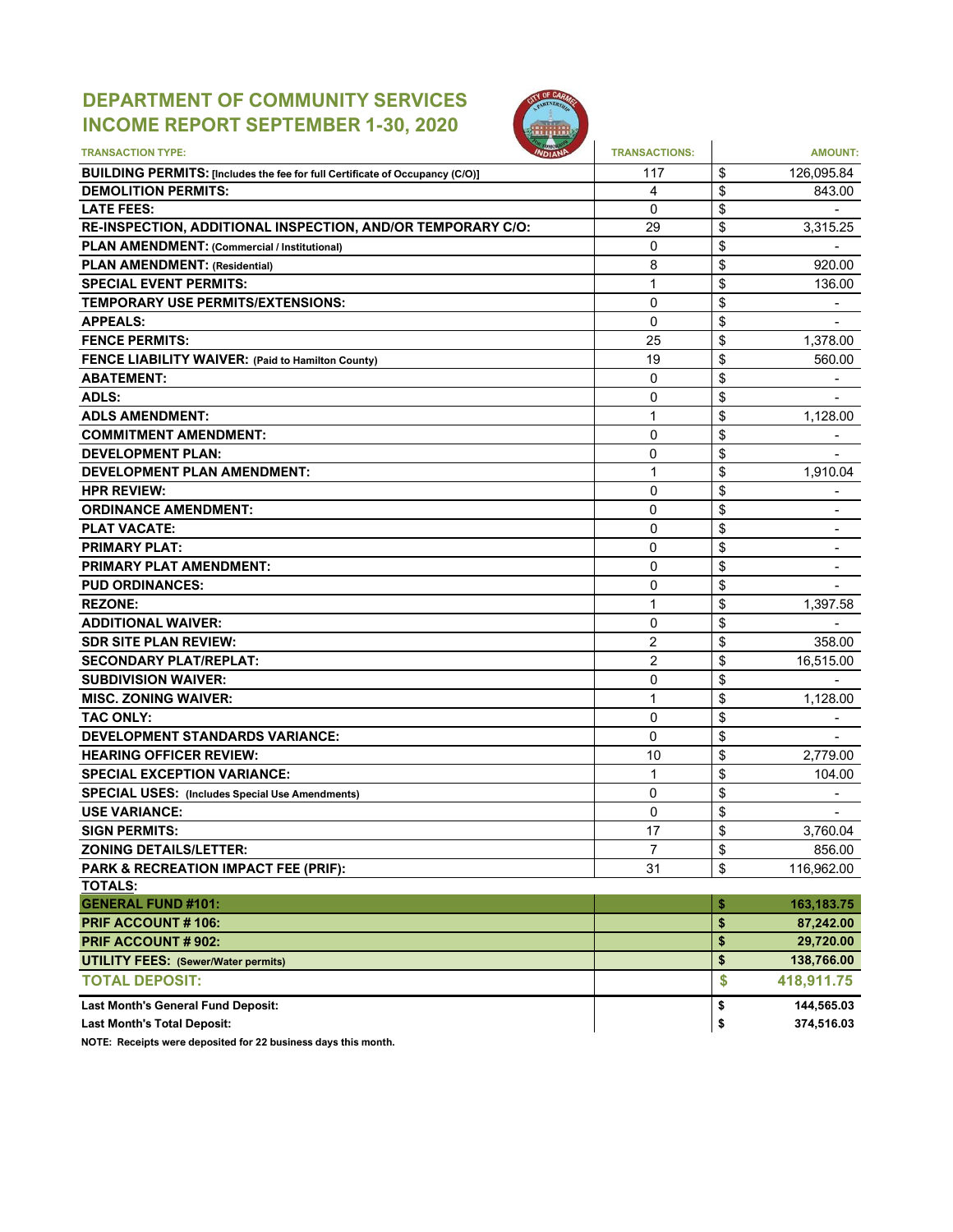# DEPARTMENT OF COMMUNITY SERVICES
## INCOME REPORT SEPTEMBER 1-30, 2020

| TRANSACTION TYPE: | TRANSACTIONS: | | AMOUNT: |
|---|---|---|---|
| **BUILDING PERMITS: [Includes the fee for full Certificate of Occupancy (C/O)]** | 117 | $ | 126,095.84 |
| **DEMOLITION PERMITS:** | 4 | $ | 843.00 |
| **LATE FEES:** | 0 | $ | - |
| **RE-INSPECTION, ADDITIONAL INSPECTION, AND/OR TEMPORARY C/O:** | 29 | $ | 3,315.25 |
| **PLAN AMENDMENT: (Commercial / Institutional)** | 0 | $ | - |
| **PLAN AMENDMENT: (Residential)** | 8 | $ | 920.00 |
| **SPECIAL EVENT PERMITS:** | 1 | $ | 136.00 |
| **TEMPORARY USE PERMITS/EXTENSIONS:** | 0 | $ | - |
| **APPEALS:** | 0 | $ | - |
| **FENCE PERMITS:** | 25 | $ | 1,378.00 |
| **FENCE LIABILITY WAIVER: (Paid to Hamilton County)** | 19 | $ | 560.00 |
| **ABATEMENT:** | 0 | $ | - |
| **ADLS:** | 0 | $ | - |
| **ADLS AMENDMENT:** | 1 | $ | 1,128.00 |
| **COMMITMENT AMENDMENT:** | 0 | $ | - |
| **DEVELOPMENT PLAN:** | 0 | $ | - |
| **DEVELOPMENT PLAN AMENDMENT:** | 1 | $ | 1,910.04 |
| **HPR REVIEW:** | 0 | $ | - |
| **ORDINANCE AMENDMENT:** | 0 | $ | - |
| **PLAT VACATE:** | 0 | $ | - |
| **PRIMARY PLAT:** | 0 | $ | - |
| **PRIMARY PLAT AMENDMENT:** | 0 | $ | - |
| **PUD ORDINANCES:** | 0 | $ | - |
| **REZONE:** | 1 | $ | 1,397.58 |
| **ADDITIONAL WAIVER:** | 0 | $ | - |
| **SDR SITE PLAN REVIEW:** | 2 | $ | 358.00 |
| **SECONDARY PLAT/REPLAT:** | 2 | $ | 16,515.00 |
| **SUBDIVISION WAIVER:** | 0 | $ | - |
| **MISC. ZONING WAIVER:** | 1 | $ | 1,128.00 |
| **TAC ONLY:** | 0 | $ | - |
| **DEVELOPMENT STANDARDS VARIANCE:** | 0 | $ | - |
| **HEARING OFFICER REVIEW:** | 10 | $ | 2,779.00 |
| **SPECIAL EXCEPTION VARIANCE:** | 1 | $ | 104.00 |
| **SPECIAL USES: (Includes Special Use Amendments)** | 0 | $ | - |
| **USE VARIANCE:** | 0 | $ | - |
| **SIGN PERMITS:** | 17 | $ | 3,760.04 |
| **ZONING DETAILS/LETTER:** | 7 | $ | 856.00 |
| **PARK & RECREATION IMPACT FEE (PRIF):** | 31 | $ | 116,962.00 |
| **TOTALS:** | | | |
| **GENERAL FUND #101:** | | **$** | **163,183.75** |
| **PRIF ACCOUNT # 106:** | | **$** | **87,242.00** |
| **PRIF ACCOUNT # 902:** | | **$** | **29,720.00** |
| **UTILITY FEES: (Sewer/Water permits)** | | **$** | **138,766.00** |
| **TOTAL DEPOSIT:** | | **$** | **418,911.75** |
| **Last Month's General Fund Deposit:** | | **$** | **144,565.03** |
| **Last Month's Total Deposit:** | | **$** | **374,516.03** |

**NOTE: Receipts were deposited for 22 business days this month.**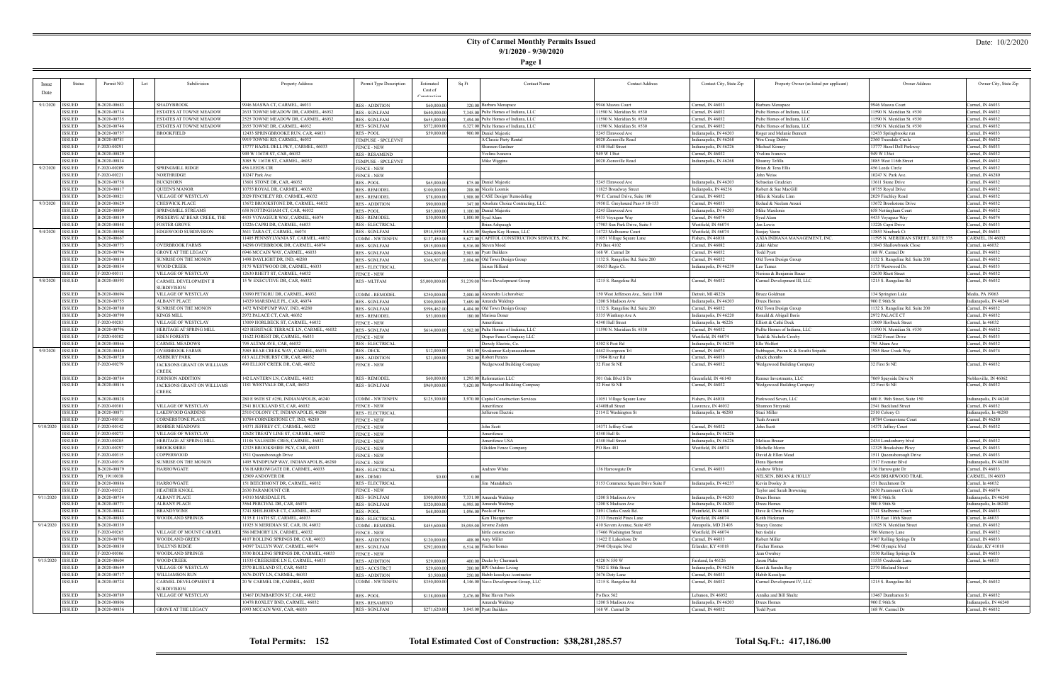# City of Carmel Monthly Permits Issued

**9/1/2020 - 9/30/2020**

Date: 10/2/2020

| Issue Date | Status | Permit NO | Lot | Subdivision | Property Address | Permit Type Description | Estimated Cost of Construction | Sq Ft | Contact Name | Contact Address | Contact City, State Zip | Property Owner (as listed per applicant) | Owner Address | Owner City, State Zip |
|---|---|---|---|---|---|---|---|---|---|---|---|---|---|---|
| 9/1/2020 | ISSUED | B-2020-00683 | | SHADYBROOK | 9946 MASWA CT, CARMEL, 46033 | RES - ADDITION | $60,000.00 | 320.00 | Barbara Menapace | 9946 Maswa Court | Carmel, IN 46033 | Barbara Menapace | 9946 Maswa Court | Carmel, IN 46033 |
| | ISSUED | B-2020-00734 | | ESTATES AT TOWNE MEADOW | 2633 TOWNE MEADOW DR, CARMEL, 46032 | RES - SGNLFAM | $640,000.00 | 7,345.00 | Pulte Homes of Indiana, LLC | 11590 N. Meridian St. #530 | Carmel, IN 46032 | Pulte Homes of Indiana, LLC | 11590 N. Meridian St. #530 | Carmel, IN 46032 |
| | ISSUED | B-2020-00735 | | ESTATES AT TOWNE MEADOW | 2525 TOWNE MEADOW DR, CARMEL, 46032 | RES - SGNLFAM | $655,000.00 | 7,494.00 | Pulte Homes of Indiana, LLC | 11590 N. Meridian St. #530 | Carmel, IN 46032 | Pulte Homes of Indiana, LLC | 11590 N. Meridian St. #530 | Carmel, IN 46032 |
| | ISSUED | B-2020-00746 | | ESTATES AT TOWNE MEADOW | 2655 TOWNE DR, CARMEL, 46032 | RES - SGNLFAM | $572,000.00 | 6,327.00 | Pulte Homes of Indiana, LLC | 11590 N. Meridian St. #530 | Carmel, IN 46032 | Pulte Homes of Indiana, LLC | 11590 N. Meridian St. #530 | Carmel, IN 46032 |
| | ISSUED | B-2020-00757 | | BROOKFIELD | 12433 SPRINGBROOKE RUN, CAR, 46033 | RES - POOL | $59,000.00 | 900.00 | Daniel Majestic | 5245 Elmwood Ave | Indianapolis, IN 46203 | Roger and Melanie Bennett | 12433 Springbrooke run | Carmel, IN 46033 |
| | ISSUED | B-2020-00781 | | | 9919 TOWNE RD, CARMEL, 46032 | TEMPUSE - SPCLEVNT | | | A Classic Party Rental | 8020 Zionsville Road | Indianapolis, IN 46268 | Wm Craig Dobbs | 2360 Treesdale Circle | Carmel, IN 46032 |
| | ISSUED | F-2020-00291 | | | 13777 HAZEL DELL PKY, CARMEL, 46033 | FENCE - NEW | | | Shannon Gardner | 4340 Hull Street | Indianapolis, IN 46226 | Michael Kenney | 13777 Hazel Dell Parkway | Carmel, IN 46033 |
| | ISSUED | B-2020-00829 | | | 949 W 136TH ST, CAR, 46032 | RES - RESAMEND | | | Yvelina Ivanova | 949 W 136st | Carmel, IN 46032 | Yvelina Ivanova | 949 W 136st | Carmel, IN 46032 |
| | ISSUED | B-2020-00834 | | | 3085 W 116TH ST, CARMEL, 46032 | TEMPUSE - SPCLEVNT | | | Mike Wiggins | 8020 Zionsville Road | Indianapolis, IN 46268 | Shaarey Tefilla | 3085 West 116th Street | Carmel, IN 46032 |
| 9/2/2020 | ISSUED | F-2020-00209 | | SPRINGMILL RIDGE | 456 LEEDS CIR | FENCE - NEW | | | | | | Brian & Tena Ellis | 456 Leeds Circle | Carmel, IN 46032 |
| | ISSUED | F-2020-00221 | | NORTHRIDGE | 10247 Park Ave | FENCE - NEW | | | | | | John Weiss | 10247 N. Park Ave. | Carmel, IN 46280 |
| | ISSUED | B-2020-00758 | | BUCKHORN | 13601 STONE DR, CAR, 46032 | RES - POOL | $65,000.00 | 875.00 | Daniel Majestic | 5245 Elmwood Ave | Indianapolis, IN 46203 | Sebastian Grudzien | 13611 Stone Drive | Carmel, IN 46032 |
| | ISSUED | B-2020-00817 | | QUEEN'S MANOR | 10755 ROYAL DR, CARMEL, 46032 | RES - REMODEL | $100,000.00 | 208.00 | Nicole Loomis | 11825 Broadway Street | Indianapolis, IN 46236 | Robert & Sue MacGill | 10755 Royal Drive | Carmel, IN 46032 |
| | ISSUED | B-2020-00821 | | VILLAGE OF WESTCLAY | 2029 FINCHLEY RD, CARMEL, 46032 | RES - REMODEL | $78,000.00 | 1,908.00 | CASE Design/ Remodeling | 99 E. Carmel Drive, Suite 100 | Carmel, IN 46032 | Mike & Natalie Linn | 2029 Finchley Road | Carmel, IN 46032 |
| 9/3/2020 | ISSUED | B-2020-00629 | | CHESWICK PLACE | 13672 BROOKSTONE DR, CARMEL, 46032 | RES - ADDITION | $90,000.00 | 347.00 | Absolute Choice Contracting, LLC. | 1950 E. Greyhound Pass # 18-153 | Carmel, IN 46033 | Rohail & Neelam Ansari | 13672 Brookstone Drive | Carmel, IN 46032 |
| | ISSUED | B-2020-00809 | | SPRINGMILL STREAMS | 658 NOTTINGHAM CT, CAR, 46032 | RES - POOL | $85,000.00 | 1,100.00 | Daniel Majestic | 5245 Elmwood Ave | Indianapolis, IN 46203 | Mike Masilonis | 658 Nottingham Court | Carmel, IN 46032 |
| | ISSUED | B-2020-00819 | | PRESERVE AT BEAR CREEK, THE | 4435 VOYAGEUR WAY, CARMEL, 46074 | RES - REMODEL | $30,000.00 | 1,800.00 | Syed Alam | 4435 Voyageur Way | Carmel, IN 46074 | Syed Alam | 4435 Voyageur Way | Carmel, IN 46074 |
| | ISSUED | B-2020-00848 | | FOSTER GROVE | 13226 CAPRI DR, CARMEL, 46033 | RES - ELECTRICAL | | | Brian Ashpaugh | 17903 Sun Park Drive, Suite 5 | Westfield, IN 46074 | Jon Lewis | 13226 Capri Drive | Carmel, IN 46033 |
| 9/4/2020 | ISSUED | B-2020-00508 | | EDGEWOOD SUBDIVISION | 3611 TARA CT, CARMEL, 46074 | RES - SGNLFAM | $914,559.00 | 5,616.00 | Stephen Kay Homes, LLC | 14723 Melbourne Court | Westfield, IN 46074 | Sanjay Veera | 13853 Ninebark Ct | Carmel, IN 46033 |
| | ISSUED | B-2020-00667 | | | 11405 PENNSYLVANIA ST, CARMEL, 46032 | COMM - NWTENFIN | $137,450.00 | 5,627.00 | CAPITOL CONSTRUCTION SERVICES, INC. | 11051 Village Square Lane | Fishers, IN 46038 | AXIA INDIANA MANAGEMENT, INC. | 11595 N. MERIDIAN STREET, SUITE 375 | CARMEL, IN 46032 |
| | ISSUED | B-2020-00773 | | OVERBROOK FARMS | 14250 OVERBROOK DR, CARMEL, 46074 | RES - SGNLFAM | $915,000.00 | 8,516.00 | Steven Moed | PO Box 4102 | Carmel, IN 46082 | Zakir Akbar | 13843 Shallowbrook Close | Carmel, in 46032 |
| | ISSUED | B-2020-00794 | | GROVE AT THE LEGACY | 6946 MCCAIN WAY, CARMEL, 46033 | RES - SGNLFAM | $264,806.00 | 2,903.00 | Pyatt Builders | 168 W. Carmel Dr | Carmel, IN 46032 | Todd Pyatt | 168 W. Carmel Dr | Carmel, IN 46032 |
| | ISSUED | B-2020-00810 | | SUNRISE ON THE MONON | 1498 DAYLIGHT DR, IND, 46280 | RES - SGNLFAM | $366,507.00 | 2,004.00 | Old Town Design Group | 1132 S. Rangeline Rd. Suite 200 | Carmel, IN 46032 | Old Town Design Group | 1132 S. Rangeline Rd. Suite 200 | Carmel, IN 46032 |
| | ISSUED | B-2020-00854 | | WOOD CREEK | 5175 WESTWOOD DR, CARMEL, 46033 | RES - ELECTRICAL | | | Jaison Hilliard | 10653 Regis Ct. | Indianapolis, IN 46239 | Leo Tamez | 5175 Westwood Dr. | Carmel, IN 46033 |
| | ISSUED | F-2020-00311 | | VILLAGE OF WESTCLAY | 12630 RHETT ST, CARMEL, 46032 | FENCE - NEW | | | | | | Nerissa & Benjamin Bauer | 12630 Rhett Street | Carmel, IN 46032 |
| 9/8/2020 | ISSUED | B-2020-00593 | | CARMEL DEVELOPMENT II SUBDIVISION | 15 W EXECUTIVE DR, CAR, 46032 | RES - MLTFAM | $5,000,000.00 | 51,239.00 | Novo Development Group | 1215 S. Rangeline Rd | Carmel, IN 46032 | Carmel Development III, LLC | 1215 S. Rangeline Rd | Carmel, IN 46032 |
| | ISSUED | B-2020-00694 | | VILLAGE OF WESTCLAY | 13090 PETIGRU DR, CARMEL, 46032 | COMM - REMODEL | $250,000.00 | 2,000.00 | Alexandra Lichorobiec | 150 West Jefferson Ave., Suite 1300 | Detroit, MI 48226 | Bruce Goldman | 134 Springton Lake | Media, PA 19063 |
| | ISSUED | B-2020-00755 | | ALBANY PLACE | 14329 MARSDALE PL, CAR, 46074 | RES - SGNLFAM | $300,000.00 | 7,689.00 | Amanda Waldrup | 1200 S Madison Ave | Indianapolis, IN 46203 | Drees Homes | 900 E 96th St | Indianapolis, IN 46240 |
| | ISSUED | B-2020-00780 | | SUNRISE ON THE MONON | 1472 WINDPUMP WAY, IND, 46280 | RES - SGNLFAM | $396,462.00 | 4,404.00 | Old Town Design Group | 1132 S. Rangeline Rd. Suite 200 | Carmel, IN 46032 | Old Town Design Group | 1132 S. Rangeline Rd. Suite 200 | Carmel, IN 46032 |
| | ISSUED | B-2020-00790 | | KINGS MILL | 2972 PALACE CT, CAR, 46032 | RES - REMODEL | $53,000.00 | 180.00 | Marissa Donze | 5335 Winthrop Ave A | Indianapolis, IN 46220 | Ronald & Abigail Boris | 2972 PALACE CT | Carmel, IN 46032 |
| | ISSUED | F-2020-00283 | | VILLAGE OF WESTCLAY | 13009 HORLBECK ST, CARMEL, 46032 | FENCE - NEW | | | Amerifence | 4340 Hull Street | Indianapolis, In 46226 | Elliott & Cathi Dock | 13009 Horlbeck Street | Carmel, In 46032 |
| | ISSUED | B-2020-00796 | | HERITAGE AT SPRING MILL | 423 HERITAGE TERRACE LN, CARMEL, 46032 | RES - SGNLFAM | $614,000.00 | 6,362.00 | Pulte Homes of Indiana, LLC | 11590 N. Meridian St. #530 | Carmel, IN 46032 | Pulte Homes of Indiana, LLC | 11590 N. Meridian St. #530 | Carmel, IN 46032 |
| | ISSUED | F-2020-00302 | | EDEN FORESTS | 11622 FOREST DR, CARMEL, 46033 | FENCE - NEW | | | Draper Fence Company LLC | | Westfield, IN 46074 | Todd & Nichole Crosby | 11622 Forest Drive | Carmel, IN 46033 |
| | ISSUED | B-2020-00866 | | CARMEL MEADOWS | 795 ALTAM AVE, CAR, 46032 | RES - ELECTRICAL | | | Dowdy Electric, Co. | 4302 S Post Rd | Indianapolis, IN 46239 | Elle Wolfert | 795 Altam Ave | Carmel, IN 46032 |
| 9/9/2020 | ISSUED | B-2020-00440 | | OVERBROOK FARMS | 3985 BEAR CREEK WAY, CARMEL, 46074 | RES - DECK | $12,000.00 | 501.00 | Sivakumar Kalyanasundaram | 4442 Evergreen Trl | Carmel, IN 46074 | Subbagari, Pavan K & Swathi Sripathi | 3985 Bear Creek Way | Carmel, IN 46074 |
| | ISSUED | B-2020-00720 | | ASHBURY PARK | 613 ALLENHURST CIR, CAR, 46032 | RES - ADDITION | $21,000.00 | 252.00 | Robert Penzes | 11964 River Rd | Carmel, IN 46033 | chuck chombs | | |
| | ISSUED | F-2020-00279 | | JACKSONS GRANT ON WILLIAMS CREEK | 490 ELLIOT CREEK DR, CAR, 46032 | FENCE - NEW | | | Wedgewood Building Company | 32 First St NE | Carmel, IN 46032 | Wedgewood Building Company | 32 First St NE | Carmel, IN 46032 |
| | ISSUED | B-2020-00784 | | JOHNSON ADDITION | 142 LANTERN LN, CARMEL, 46032 | RES - REMODEL | $60,000.00 | 1,295.00 | Reformation LLC | 501 Oak Blvd S Dr | Greenfield, IN 46140 | Renner Investments, LLC | 7069 Spayside Drive N | Noblesville, IN 46062 |
| | ISSUED | B-2020-00816 | | JACKSONS GRANT ON WILLIAMS CREEK | 1181 WESTVALE DR, CAR, 46032 | RES - SGNLFAM | $969,000.00 | 7,620.00 | Wedgewood Building Company | 32 First St NE | Carmel, IN 46032 | Wedgewood Building Company | 32 First St NE | Carmel, IN 46032 |
| | ISSUED | B-2020-00828 | | | 280 E 96TH ST #250, INDIANAPOLIS, 46240 | COMM - NWTENFIN | $125,300.00 | 3,970.00 | Capitol Construction Services | 11051 Village Square Lane | Fishers, IN 46038 | Parkwood Seven, LLC | 600 E. 96th Street, Suite 150 | Indianapolis, IN 46240 |
| | ISSUED | F-2020-00301 | | VILLAGE OF WESTCLAY | 2541 BUCKLAND ST, CAR, 46032 | FENCE - NEW | | | Amerifence | 4340Hull Street | Lawrence, IN 46032 | Shannon Strzynski | 2541 Buckland Street | Carmel, IN 46032 |
| | ISSUED | B-2020-00871 | | LAKEWOOD GARDENS | 2510 COLONY CT, INDIANAPOLIS, 46280 | RES - ELECTRICAL | | | Jefferson Electric | 2114 E Washington St | Indianapolis, In 46280 | Staci Miller | 2510 Colony Ct | Indianapolis, In 46280 |
| | ISSUED | F-2020-00316 | | CORNERSTONE PLACE | 10784 CORNERSTONE CT, IND, 46280 | FENCE - NEW | | | | | | Teah Averett | 10784 Cornerstone Court | Carmel, IN 46280 |
| 9/10/2020 | ISSUED | F-2020-00142 | | ROHRER MEADOWS | 14371 JEFFREY CT, CARMEL, 46032 | FENCE - NEW | | | John Scott | 14371 Jeffrey Court | Carmel, IN 46032 | John Scott | 14371 Jeffrey Court | Carmel, IN 46032 |
| | ISSUED | F-2020-00273 | | VILLAGE OF WESTCLAY | 12628 TREATY LINE ST, CARMEL, 46032 | FENCE - NEW | | | Amerifence | 4340 Hull St. | Indianapolis, IN 46226 | | | |
| | ISSUED | F-2020-00285 | | HERITAGE AT SPRING MILL | 11186 VALESIDE CRES, CARMEL, 46032 | FENCE - NEW | | | Amerifence USA | 4340 Hull Street | Indianapolis, IN 46226 | Melissa Brauer | 2434 Londonberry blvd | Carmel, IN 46032 |
| | ISSUED | F-2020-00297 | | BROOKSHIRE | 12325 BROOKSHIRE PKY, CAR, 46033 | FENCE - NEW | | | Glidden Fence Company | PO Box 481 | Westfield, IN 46074 | Michelle Morin | 12325 Brookshire Pkwy | Carmel, IN 46033 |
| | ISSUED | F-2020-00315 | | COPPERWOOD | 1511 Queensborough Drive | FENCE - NEW | | | | | | David & Ellen Mead | 1511 Queensborough Drive | Carmel, IN 46033 |
| | ISSUED | F-2020-00319 | | SUNRISE ON THE MONON | 1495 WINDPUMP WAY, INDIANAPOLIS, 46280 | FENCE - NEW | | | | | | Dena Bjortomt | 1517 Evenstar Blvd | Indianapolis, IN 46280 |
| | ISSUED | B-2020-00879 | | HARROWGATE | 136 HARROWGATE DR, CARMEL, 46033 | RES - ELECTRICAL | | | Andrew White | 136 Harrowgate Dr | Carmel, IN 46033 | Andrew White | 136 Harrowgate Dr | Carmel, IN 46033 |
| | ISSUED | PB_19110038 | | | 12909 ANDOVER DR | RES - DEMO | $0.00 | 0.00 | | | | NELSEN, BRIAN & HOLLY | 4926 BRIARWOOD TRAIL | CARMEL, IN 46033 |
| | ISSUED | B-2020-00886 | | HARROWGATE | 151 BEECHMONT DR, CARMEL, 46032 | RES - ELECTRICAL | | | Jim. Mandabach | 5153 Commerce Square Drive Suite F | Indianapolis, IN 46237 | Kevin Dooley Jr | 151 Beechmont Dr | Carmel, In 46032 |
| | ISSUED | F-2020-00321 | | HEATHER KNOLL | 2630 PARAMOUNT CIR | FENCE - NEW | | | | | | Taylor and Sarah Browning | 2630 Paramount Circle | Carmel, IN 46074 |
| 9/11/2020 | ISSUED | B-2020-00754 | | ALBANY PLACE | 14310 MARSDALE PL | RES - SGNLFAM | $300,000.00 | 7,331.00 | Amanda Waldrup | 1200 S Madison Ave | Indianapolis, IN 46203 | Drees Homes | 900 E 96th St | Indianapolis, IN 46240 |
| | ISSUED | B-2020-00771 | | ALBANY PLACE | 3564 PERCIVAL DR, CAR, 46074 | RES - SGNLFAM | $320,000.00 | 6,995.00 | Amanda Waldrup | 1200 S Madison Ave | Indianapolis, IN 46203 | Drees Homes | 900 E 96th St | Indianapolis, In 46240 |
| | ISSUED | B-2020-00844 | | BRANDYWINE | 3741 SHELBORNE CT, CARMEL, 46032 | RES - POOL | $68,000.00 | 1,096.00 | Pools of Fun | 3891 Clarks Creek Rd. | Plainfield, IN 46168 | Dave & Chris Finley | 3741 Shelborne Court | Carmel, IN 46032 |
| | ISSUED | B-2020-00883 | | WOODLAND SPRINGS | 3135 E 116TH ST, CARMEL, 46033 | RES - ELECTRICAL | | | Ken Thiergartner | 2133 Emerald Pines Lane | Westfield, IN 46074 | Keith Hickman | 3135 East 116th Street | Carmel, IN 46033 |
| 9/14/2020 | ISSUED | B-2020-00339 | | | 11925 N MERIDIAN ST, CAR, IN, 46032 | COMM - REMODEL | $455,600.00 | 35,095.00 | Jerome Zadora | 410 Severn Avenue, Suite 405 | Annapolis, MD 21403 | Stacey Greene | 11925 N. Meridian Street | Carmel, IN 46032 |
| | ISSUED | F-2020-00265 | | VILLAGE OF MOUNT CARMEL | 586 MEMORY LN, CARMEL, 46032 | FENCE - NEW | | | kittle construction | 17466 Washington Street | Westfield, IN 46074 | ben tisdale | 586 Memory Lane | Carmel, IN 46032 |
| | ISSUED | B-2020-00798 | | WOODLAND GREEN | 4107 ROLLING SPRINGS DR, CAR, 46033 | RES - ADDITION | $120,000.00 | 408.00 | Amy Miller | 11422 E Lakeshore Dr | Carmel, IN 46033 | Robert Miller | 4107 Rolling Springs Dr | Carmel, IN 46033 |
| | ISSUED | B-2020-00830 | | TALLYNS RIDGE | 14397 TALLYN WAY, CARMEL, 46074 | RES - SGNLFAM | $292,000.00 | 6,514.00 | Fischer homes | 3940 Olympic blvd | Erlander, KY 41018 | Fischer Homes | 3940 Olympic blvd | Erlander, KY 41018 |
| | ISSUED | F-2020-00306 | | WOODLAND SPRINGS | 3530 ROLLING SPRINGS DR, CARMEL, 46033 | FENCE - NEW | | | | | | Jean Ownbey | 3530 Rolling Springs Dr | Carmel, IN 46033 |
| 9/15/2020 | ISSUED | B-2020-00604 | | WOOD CREEK | 11535 CREEKSIDE LN E, CARMEL, 46033 | RES - ADDITION | $29,000.00 | 400.00 | Decks by Chernault | 4320 N 550 W | Fairland, In 46126 | Jason Pluke | 11535 Creekside Lane | Carmel, In 46033 |
| | ISSUED | B-2020-00649 | | VILLAGE OF WESTCLAY | 2370 BLISLAND ST, CAR, 46032 | RES - ACCSTRCT | $29,600.00 | 200.00 | BPI Outdoor Living | 7802 E 88th Street | Indianapolis, IN 46256 | Kent & Sandra Ray | 2370 Blisland Street | |
| | ISSUED | B-2020-00717 | | WILLIAMSON RUN | 3676 DOTY LN, CARMEL, 46033 | RES - ADDITION | $3,500.00 | 210.00 | Habib kassilyas /contractor | 3676 Doty Lane | Carmel, IN 46033 | Habib Kassilyas | | |
| | ISSUED | B-2020-00724 | | CARMEL DEVELOPMENT II SUBDIVISION | 20 W CARMEL DR, CARMEL, 46032 | COMM - NWTENFIN | $550,000.00 | 4,146.00 | Novo Development Group, LLC | 1215 S. Rangeline Rd | Carmel, IN 46032 | Carmel Development IV, LLC | 1215 S. Rangeline Rd | Carmel, IN 46032 |
| | ISSUED | B-2020-00789 | | VILLAGE OF WESTCLAY | 13467 DUMBARTON ST, CAR, 46032 | RES - POOL | $138,000.00 | 2,476.00 | Blue Haven Pools | Po Box 562 | Lebanon, IN 46052 | Annika and Bill Shultz | 13467 Dumbarton St | Carmel, IN 46032 |
| | ISSUED | B-2020-00806 | | | 10478 ROXLEY BND, CARMEL, 46032 | RES - RESAMEND | | | Amanda Waldrup | 1200 S Madison Ave | Indianapolis, IN 46203 | Drees Homes | 900 E 96th St | Indianapolis, IN 46240 |
| | ISSUED | B-2020-00836 | | GROVE AT THE LEGACY | 6993 MCCAIN WAY, CAR, 46033 | RES - SGNLFAM | $271,620.00 | 3,045.00 | Pyatt Builders | 168 W. Carmel Dr | Carmel, IN 46032 | Todd Pyatt | 168 W. Carmel Dr | Carmel, IN 46032 |

**Total Permits: 152** **Total Estimated Cost of Construction: $38,281,285.57** **Total Sq.Ft.: 417,186.00**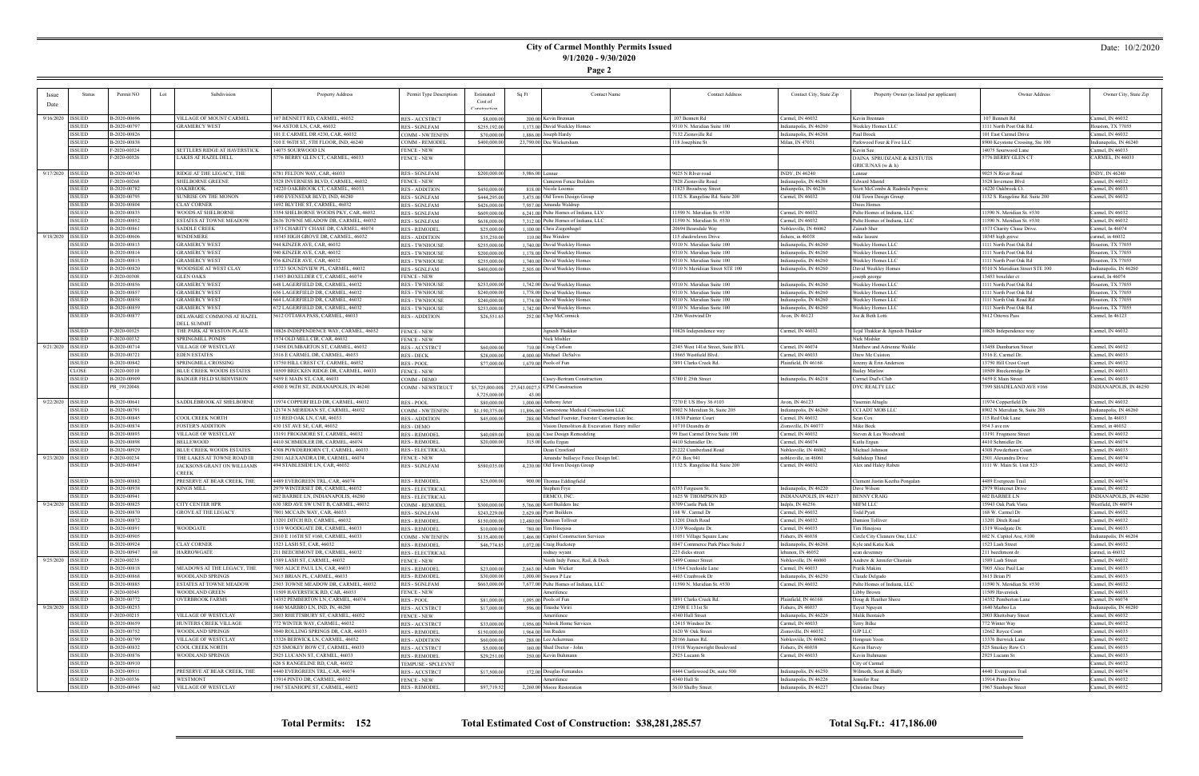# City of Carmel Monthly Permits Issued
## 9/1/2020 - 9/30/2020

Date: 10/2/2020

| Issue Date | Status | Permit NO | Lot | Subdivision | Property Address | Permit Type Description | Estimated Cost of Construction | Sq Ft | Contact Name | Contact Address | Contact City, State Zip | Property Owner (as listed per applicant) | Owner Address | Owner City, State Zip |
|---|---|---|---|---|---|---|---|---|---|---|---|---|---|---|
| 9/16/2020 | ISSUED | B-2020-00696 | | VILLAGE OF MOUNT CARMEL | 107 BENNETT RD, CARMEL, 46032 | RES - ACCSTRCT | $8,000.00 | 200.00 | Kevin Brennan | 107 Bennett Rd | Carmel, IN 46032 | Kevin Brennan | 107 Bennett Rd | Carmel, IN 46032 |
| | ISSUED | B-2020-00797 | | GRAMERCY WEST | 964 ASTOR LN, CAR, 46032 | RES - SGNLFAM | $255,192.00 | 1,173.00 | David Weekley Homes | 9310 N. Meridian Suite 100 | Indianapolis, IN 46260 | Weekley Homes LLC | 1111 North Post Oak Rd. | Houston, TX 77055 |
| | ISSUED | B-2020-00826 | | | 101 E CARMEL DR #230, CAR, 46032 | COMM - NWTENFIN | $70,000.00 | 1,886.00 | Joseph Hardy | 7132 Zionsville Rd | Indianapolis, IN 46268 | Paul Broek | 101 East Carmel Drive | Carmel, IN 46032 |
| | ISSUED | B-2020-00838 | | | 510 E 96TH ST, 5TH FLOOR, IND, 46240 | COMM - REMODEL | $400,000.00 | 23,790.00 | Dee Wickersham | 118 Josephine St | Milan, IN 47031 | Parkwood Four & Five LLC | 8900 Keystone Crossing, Ste 100 | Indianapolis, IN 46240 |
| | ISSUED | F-2020-00324 | | SETTLERS RIDGE AT HAVERSTICK | 14075 SOURWOOD LN | FENCE - NEW | | | | | | Kevin See | 14075 Sourwood Lane | Carmel, IN 46033 |
| | ISSUED | F-2020-00326 | | LAKES AT HAZEL DELL | 5776 BERRY GLEN CT, CARMEL, 46033 | FENCE - NEW | | | | | | DAINA SPRUDZANE & KESTUTIS GRICIUNAS (w & h) | 5776 BERRY GLEN CT | CARMEL, IN 46033 |
| 9/17/2020 | ISSUED | B-2020-00743 | | RIDGE AT THE LEGACY, THE | 6781 FELTON WAY, CAR, 46033 | RES - SGNLFAM | $200,000.00 | 5,986.00 | Lennar | 9025 N River road | INDY, IN 46240 | Lennar | 9025 N River Road | INDY, IN 46240 |
| | ISSUED | F-2020-00268 | | SHELBORNE GREENE | 3528 INVERNESS BLVD, CARMEL, 46032 | FENCE - NEW | | | Cameron Fence Builders | 7828 Zionsville Road | Indianapolis, IN 46268 | Edward Mantel | 3528 Inverness Blvd | Carmel, IN 46032 |
| | ISSUED | B-2020-00782 | | OAKBROOK | 14220 OAKBROOK CT, CARMEL, 46033 | RES - ADDITION | $450,000.00 | 818.00 | Nicole Loomis | 11825 Broadway Street | Indianapolis, IN 46236 | Scott McCombs & Radmila Popovic | 14220 Oakbrook Ct. | Carmel, IN 46033 |
| | ISSUED | B-2020-00795 | | SUNRISE ON THE MONON | 1490 EVENSTAR BLVD, IND, 46280 | RES - SGNLFAM | $444,295.00 | 3,475.00 | Old Town Design Group | 1132 S. Rangeline Rd. Suite 200 | Carmel, IN 46032 | Old Town Design Group | 1132 S. Rangeline Rd. Suite 200 | Carmel, IN 46032 |
| | ISSUED | B-2020-00804 | | CLAY CORNER | 1692 BLYTHE ST, CARMEL, 46032 | RES - SGNLFAM | $426,000.00 | 7,957.00 | Amanda Waldrup | | | Drees Homes | | |
| | ISSUED | B-2020-00835 | | WOODS AT SHELBORNE | 3354 SHELBORNE WOODS PKY, CAR, 46032 | RES - SGNLFAM | $609,000.00 | 6,241.00 | Pulte Homes of Indiana, LLV | 11590 N. Meridian St. #530 | Carmel, IN 46032 | Pulte Homes of Indiana, LLC | 11590 N. Meridian St. #530 | Carmel, IN 46032 |
| | ISSUED | B-2020-00852 | | ESTATES AT TOWNE MEADOW | 2636 TOWNE MEADOW DR, CARMEL, 46032 | RES - SGNLFAM | $638,000.00 | 7,312.00 | Pulte Homes of Indiana, LLC | 11590 N. Meridian St. #530 | Carmel, IN 46032 | Pulte Homes of Indiana, LLC | 11590 N. Meridian St. #530 | Carmel, IN 46032 |
| | ISSUED | B-2020-00861 | | SADDLE CREEK | 1573 CHARITY CHASE DR, CARMEL, 46074 | RES - REMODEL | $25,000.00 | 1,100.00 | Chris Ziegenhagel | 20694 Beardsale Way | Noblesville, IN 46062 | Zainab Sher | 1573 Charity Chase Drive. | Carmel, In 46074 |
| 9/18/2020 | ISSUED | B-2020-00606 | | WINDEMERE | 10345 HIGH GROVE DR, CARMEL, 46032 | RES - ADDITION | $35,250.00 | 110.00 | Bee Window | 115 shadowlawn Drive | fishers, in 46038 | mike lassere | 10345 high grove | carmel, in 46032 |
| | ISSUED | B-2020-00813 | | GRAMERCY WEST | 944 KINZER AVE, CAR, 46032 | RES - TWNHOUSE | $255,000.00 | 1,740.00 | David Weekley Homes | 9310 N. Meridian Suite 100 | Indianapolis, IN 46260 | Weekley Homes LLC | 1111 North Post Oak Rd | Houston, TX 77055 |
| | ISSUED | B-2020-00814 | | GRAMERCY WEST | 940 KINZER AVE, CAR, 46032 | RES - TWNHOUSE | $200,000.00 | 1,178.00 | David Weekley Homes | 9310 N. Meridian Suite 100 | Indianapolis, IN 46260 | Weekley Homes LLC | 1111 North Post Oak Rd | Houston, TX 77055 |
| | ISSUED | B-2020-00815 | | GRAMERCY WEST | 936 KINZER AVE, CAR, 46032 | RES - TWNHOUSE | $255,000.00 | 1,740.00 | David Weekley Homes | 9310 N. Meridian Suite 100 | Indianapolis, IN 46260 | Weekley Homes LLC | 1111 North Post Oak Rd | Houston, TX 77055 |
| | ISSUED | B-2020-00820 | | WOODSIDE AT WEST CLAY | 13723 SOUNDVIEW PL, CARMEL, 46032 | RES - SGNLFAM | $400,000.00 | 2,505.00 | David Weekley Homes | 9310 N Meridian Street STE 100 | Indianapolis, IN 46260 | David Weekley Homes | 9310 N Meridian Street STE 100 | Indianapolis, IN 46260 |
| | ISSUED | F-2020-00308 | | GLEN OAKS | 13453 BOXELDER CT, CARMEL, 46074 | FENCE - NEW | | | | | | joseph george | 13453 boxelder ct | carmel, In 46074 |
| | ISSUED | B-2020-00856 | | GRAMERCY WEST | 648 LAGERFIELD DR, CARMEL, 46032 | RES - TWNHOUSE | $253,000.00 | 1,742.00 | David Weekley Homes | 9310 N. Meridian Suite 100 | Indianapolis, IN 46260 | Weekley Homes LLC | 1111 North Post Oak Rd | Houston, TX 77055 |
| | ISSUED | B-2020-00857 | | GRAMERCY WEST | 656 LAGERFIELD DR, CARMEL, 46032 | RES - TWNHOUSE | $240,000.00 | 1,778.00 | David Weekley Homes | 9310 N. Meridian Suite 100 | Indianapolis, IN 46260 | Weekley Homes LLC | 1111 North Post Oak Rd | Houston, TX 77055 |
| | ISSUED | B-2020-00858 | | GRAMERCY WEST | 664 LAGERFIELD DR, CARMEL, 46032 | RES - TWNHOUSE | $240,000.00 | 1,774.00 | David Weekley Homes | 9310 N. Meridian Suite 100 | Indianapolis, IN 46260 | Weekley Homes LLC | 1111 North Oak Road Rd | Houston, TX 77055 |
| | ISSUED | B-2020-00859 | | GRAMERCY WEST | 672 LAGERFIELD DR, CARMEL, 46032 | RES - TWNHOUSE | $253,000.00 | 1,742.00 | David Weekley Homes | 9310 N. Meridian Suite 100 | Indianapolis, IN 46260 | Weekley Homes LLC | 1111 North Post Oak Rd | Houston, TX 77055 |
| | ISSUED | B-2020-00877 | | DELAWARE COMMONS AT HAZEL DELL SUMMIT | 5612 OTTAWA PASS, CARMEL, 46033 | RES - ADDITION | $26,551.65 | 252.00 | Chip McCormick | 1266 Westwind Dr | Avon, IN 46123 | Joe & Beth Lotti | 5612 Ottowa Pass | Carmel, In 46123 |
| | ISSUED | F-2020-00325 | | THE PARK AT WESTON PLACE | 10826 INDEPENDENCE WAY, CARMEL, 46032 | FENCE - NEW | | | Jignesh Thakkar | 10826 Independence way | Carmel, IN 46032 | Tejal Thakkar & Jignesh Thakkar | 10826 Independence way | Carmel, IN 46032 |
| | ISSUED | F-2020-00332 | | SPRINGMILL PONDS | 1574 OLD MILL CIR, CAR, 46032 | FENCE - NEW | | | Nick Mishler | | | Nick Mishler | | |
| 9/21/2020 | ISSUED | B-2020-00714 | | VILLAGE OF WESTCLAY | 13458 DUMBARTON ST, CARMEL, 46032 | RES - ACCSTRCT | $60,000.00 | 710.00 | Craig Carlson | 2345 West 141st Street, Suite BYL | Carmel, IN 46074 | Matthew and Adrienne Waikle | 13458 Dumbarton Street | Carmel, IN 46032 |
| | ISSUED | B-2020-00721 | | EDEN ESTATES | 3516 E CARMEL DR, CARMEL, 46033 | RES - DECK | $28,000.00 | 4,000.00 | Michael DeSalvo | 15665 Westfield Blvd. | Carmel, IN 46033 | Drew Mc Cuiston | 3516 E. Carmel Dr. | Carmel, IN 46033 |
| | ISSUED | B-2020-00842 | | SPRINGMILL CROSSING | 13750 HILL CREST CT, CARMEL, 46032 | RES - POOL | $77,000.00 | 1,679.00 | Pools of Fun | 3891 Clarks Creek Rd. | Plainfield, IN 46168 | Jeremy & Erin Anderson | 13750 Hill Crest Court | Carmel, IN 46032 |
| | CLOSE | F-2020-00310 | | BLUE CREEK WOODS ESTATES | 10509 BRECKEN RIDGE DR, CARMEL, 46033 | FENCE - NEW | | | | | | Bailey Marlow | 10509 Breckenridge Dr | Carmel, IN 46033 |
| | ISSUED | B-2020-00909 | | BADGER FIELD SUBDIVISION | 5459 E MAIN ST, CAR, 46033 | COMM - DEMO | | | Casey-Bertram Construction | 5780 E 25th Street | Indianapolis, IN 46218 | Carmel Dad's Club | 5459 E Main Street | Carmel, IN 46033 |
| | ISSUED | PB_19120048 | | | 4500 E 96TH ST, INDIANAPOLIS, IN 46240 | COMM - NEWSTRUCT | $5,725,000.00 5,725,000.00 | 27,543.0027.5 43.00 | CPM Construction | | | DYC REALTY LLC | 7399 SHADELAND AVE #166 | INDIANAPOLIS, IN 46250 |
| 9/22/2020 | ISSUED | B-2020-00641 | | SADDLEBROOK AT SHELBORNE | 11974 COPPERFIELD DR, CARMEL, 46032 | RES - POOL | $80,000.00 | 1,000.00 | Anthony Jeter | 7270 E US Hwy 36 #103 | Avon, IN 46123 | Yasemin Altuglu | 11974 Copperfield Dr | Carmel, IN 46032 |
| | ISSUED | B-2020-00791 | | | 12174 N MERIDIAN ST, CARMEL, 46032 | COMM - NWTENFIN | $1,190,375.00 | 11,896.00 | Cornerstone Medical Construction LLC | 8902 N Meridian St, Suite 205 | Indianapolis, IN 46260 | CCI ADT MOB LLC | 8902 N Meridian St, Suite 205 | Indianapolis, IN 46260 |
| | ISSUED | B-2020-00845 | | COOL CREEK NORTH | 115 RED OAK LN, CAR, 46033 | RES - ADDITION | $45,000.00 | 288.00 | Michael Foerster, Foerster Construction Inc. | 13830 Painter Court | Carmel, IN 46032 | Sean Cox | 115 Red Oak Lane | Carmel, In 46033 |
| | ISSUED | B-2020-00874 | | FOSTER'S ADDITION | 430 1ST AVE SE, CAR, 46032 | RES - DEMO | | | Vision Demolition & Excavation Henry miller | 10710 Deandra dr | Zionsville, IN 46077 | Mike Beck | 954 3 ave nw | Carmel, in 46032 |
| | ISSUED | B-2020-00893 | | VILLAGE OF WESTCLAY | 13191 FROGMORE ST, CARMEL, 46032 | RES - REMODEL | $40,089.00 | 850.00 | Case Design Remodeling | 99 East Carmel Drive Suite 100 | Carmel, IN 46032 | Steven & Lea Woodward | 13191 Frogmore Street | Carmel, IN 46032 |
| | ISSUED | B-2020-00898 | | BELLEWOOD | 4410 SCHMIDLER DR, CARMEL, 46074 | RES - REMODEL | $20,000.00 | 315.00 | Kutlu Ergun | 4410 Schmidler Dr. | Carmel, IN 46074 | Kutlu Ergun | 4410 Schmidler Dr. | Carmel, IN 46074 |
| | ISSUED | B-2020-00929 | | BLUE CREEK WOODS ESTATES | 4308 POWDERHORN CT, CARMEL, 46033 | RES - ELECTRICAL | | | Dean Crawford | 21222 Cumberland Road | Noblesville, IN 46062 | Michael Johnson | 4308 Powderhorn Court | Carmel, IN 46033 |
| 9/23/2020 | ISSUED | F-2020-00234 | | THE LAKES AT TOWNE ROAD III | 2501 ALEXANDRA DR, CARMEL, 46074 | FENCE - NEW | | | Amanda/ Indiecye Fence Design InC. | P.O. Box 941 | noblesville, in 46061 | Sukhdeep Thind | 2501 Alexandra Drive | Carmel, IN 46074 |
| | ISSUED | B-2020-00847 | | JACKSONS GRANT ON WILLIAMS CREEK | 494 STABLESIDE LN, CAR, 46032 | RES - SGNLFAM | $580,035.00 | 4,230.00 | Old Town Design Group | 1132 S. Rangeline Rd. Suite 200 | Carmel, IN 46032 | Alex and Haley Raben | 1111 W. Main St. Unit 523 | Carmel, IN 46032 |
| | ISSUED | B-2020-00882 | | PRESERVE AT BEAR CREEK, THE | 4489 EVERGREEN TRL, CAR, 46074 | RES - REMODEL | $25,000.00 | 900.00 | Thomas Eddingfield | | | Clement Justin Koerlus Pongalan | 4489 Evergreen Trail | Carmel, IN 46074 |
| | ISSUED | B-2020-00938 | | KINGS MILL | 2979 WINTERSET DR, CARMEL, 46032 | RES - ELECTRICAL | | | Stephen Frye | 6353 Ferguson St. | Indianapolis, IN 46220 | Dave Wilson | 2979 Winterset Drive | Carmel, IN 46032 |
| | ISSUED | B-2020-00941 | | | 602 BARBEE LN, INDIANAPOLIS, 46280 | RES - ELECTRICAL | | | ERMCO, INC. | 1625 W THOMPSON RD | INDIANAPOLIS, IN 46217 | BENNY CRAIG | 602 BARBEE LN | INDIANAPOLIS, IN 46280 |
| 9/24/2020 | ISSUED | B-2020-00825 | | CITY CENTER HPR | 630 3RD AVE SW UNIT B, CARMEL, 46032 | COMM - REMODEL | $300,000.00 | 5,766.00 | Kort Builders Inc | 8709 Castle Park Dr | Indpls, IN 46256 | MIFM LLC | 15943 Oak Park Vista | Westfield, IN 46074 |
| | ISSUED | B-2020-00870 | | GROVE AT THE LEGACY | 7001 MCCAIN WAY, CAR, 46033 | RES - SGNLFAM | $241,229.00 | 2,629.00 | Pyatt Builders | 168 W. Carmel Dr | Carmel, IN 46032 | Todd Pyatt | 168 W. Carmel Dr | Carmel, IN 46032 |
| | ISSUED | B-2020-00872 | | | 13201 DITCH RD, CARMEL, 46032 | RES - REMODEL | $150,000.00 | 12,480.00 | Damion Tolliver | 13201 Ditch Road | Carmel, IN 46032 | Damion Tolliver | 13201 Ditch Road | Carmel, IN 46032 |
| | ISSUED | B-2020-00891 | | WOODGATE | 1319 WOODGATE DR, CARMEL, 46033 | RES - REMODEL | $10,000.00 | 780.00 | Tim Hinojosa | 1319 Woodgate Dr. | Carmel, IN 46033 | Tim Hinojosa | 1319 Woodgate Dr. | Carmel, IN 46033 |
| | ISSUED | B-2020-00905 | | | 2810 E 116TH ST #100, CARMEL, 46033 | COMM - NWTENFIN | $135,000.00 | 1,466.00 | Capitol Construction Services | 11051 Village Square Lane | Fishers, IN 46038 | Circle City Cleaners One, LLC | 602 N. Capitol Ave, #100 | Indianapolis, IN 46204 |
| | ISSUED | B-2020-00924 | | CLAY CORNER | 1523 LASH ST, CAR, 46032 | RES - REMODEL | $46,774.85 | 1,072.00 | Craig Huckstep | 8847 Commerce Park Place Suite J | Indianapolis, IN 46268 | Kyle and Katie Kuk | 1523 Lash Street | Carmel, IN 46032 |
| | ISSUED | B-2020-00947 | 68 | HARROWGATE | 211 BEECHMONT DR, CARMEL, 46032 | RES - ELECTRICAL | | | rodney wyant | 223 dicks street | lebanon, IN 46052 | sean devenney | 211 beechmont dr | carmel, in 46032 |
| 9/25/2020 | ISSUED | F-2020-00235 | | | 1589 LASH ST, CARMEL, 46032 | FENCE - NEW | | | North Indy Fence, Rail, & Deck | 5499 Conner Street | Noblesville, IN 46060 | Andrew & Jennifer Chastain | 1589 Lash Street | Carmel, IN 46032 |
| | ISSUED | B-2020-00818 | | MEADOWS AT THE LEGACY, THE | 7005 ALICE PAUL LN, CAR, 46033 | RES - REMODEL | $23,000.00 | 2,663.00 | Adam Wicker | 11564 Creekside Lane | Carmel, IN 46033 | Pratik Makim | 7005 Alice Paul Ln | Carmel, IN 46033 |
| | ISSUED | B-2020-00868 | | WOODLAND SPRINGS | 3615 BRIAN PL, CARMEL, 46033 | RES - REMODEL | $30,000.00 | 1,000.00 | Swanen P Lee | 4403 Cranbrook Dr | Indianapolis, IN 46250 | Claude Delgado | 3615 Brian Pl | Carmel, IN 46033 |
| | ISSUED | B-2020-00885 | | ESTATES AT TOWNE MEADOW | 2503 TOWNE MEADOW DR, CARMEL, 46032 | RES - SGNLFAM | $663,000.00 | 7,677.00 | Pulte Homes of Indiana, LLC | 11590 N. Meridian St. #530 | Carmel, IN 46032 | Pulte Homes of Indiana, LLC | 11590 N. Meridian St. #530 | Carmel, IN 46032 |
| | ISSUED | F-2020-00345 | | WOODLAND GREEN | 11509 HAVERSTICK RD, CAR, 46033 | FENCE - NEW | | | Amerifence | | | Libby Brown | 11509 Haverstick | Carmel, IN 46033 |
| | ISSUED | B-2020-00772 | | OVERBROOK FARMS | 14352 PEMBERTON LN, CARMEL, 46074 | RES - POOL | $81,000.00 | 1,095.00 | Pools of Fun | 3891 Clarks Creek Rd. | Plainfield, IN 46168 | Doug & Heather Shore | 14352 Pemberton Lane | Carmel, IN 46074 |
| 9/28/2020 | ISSUED | B-2020-00253 | | | 1640 MARBRO LN, IND, IN, 46280 | RES - ACCSTRCT | $17,000.00 | 396.00 | Timothe Viriri | 12598 E 131st St | Fishers, IN 46037 | Tuyet Nguyen | 1640 Marbro Ln | Indianapolis, IN 46280 |
| | ISSUED | F-2020-00215 | | VILLAGE OF WESTCLAY | 2003 RHETTSBURY ST, CARMEL, 46032 | FENCE - NEW | | | Amerifence | 4340 Hull Street | Indianapolis, IN 46226 | Malik Bentsieb | 2003 Rhettsbury Street | Carmel, IN 46032 |
| | ISSUED | B-2020-00659 | | HUNTERS CREEK VILLAGE | 772 WINTER WAY, CARMEL, 46032 | RES - ACCSTRCT | $33,000.00 | 1,956.00 | Nidook Home Services | 12415 Windsor Dr. | Carmel, IN 46033 | Terry Bilke | 772 Winter Way | Carmel, IN 46032 |
| | ISSUED | B-2020-00752 | | WOODLAND SPRINGS | 3040 ROLLING SPRINGS DR, CAR, 46033 | RES - REMODEL | $150,000.00 | 1,964.00 | Jim Ruden | 1620 W Oak Street | Zionsville, IN 46032 | GJP LLC | 12662 Royce Court | Carmel, IN 46033 |
| | ISSUED | B-2020-00799 | | VILLAGE OF WESTCLAY | 13326 BERWICK LN, CARMEL, 46032 | RES - ADDITION | $60,000.00 | 288.00 | Lee Ackerman | 20166 James Rd. | Noblesville, IN 46062 | Hongsun Yoon | 13376 Berwick Lane | Carmel, IN 46032 |
| | ISSUED | B-2020-00832 | | COOL CREEK NORTH | 525 SMOKEY ROW CT, CARMEL, 46033 | RES - ACCSTRCT | $5,000.00 | 160.00 | Shed Doctor - John | 11918 Waynewright Boulevard | Fishers, IN 46038 | Kevin Harvey | 525 Smokey Row Ct | Carmel, IN 46033 |
| | ISSUED | B-2020-00876 | | WOODLAND SPRINGS | 2925 LUCANN ST, CARMEL, 46033 | RES - REMODEL | $29,251.00 | 250.00 | Kevin Buhmann | 2925 Lucann St | Carmel, IN 46033 | Kevin Buhmann | 2925 Lucann St | Carmel, IN 46033 |
| | ISSUED | B-2020-00910 | | | 626 S RANGELINE RD, CAR, 46032 | TEMPUSE - SPCLEVNT | | | | | | City of Carmel | | Carmel, IN 46032 |
| | ISSUED | B-2020-00911 | | PRESERVE AT BEAR CREEK, THE | 4440 EVERGREEN TRL, CAR, 46074 | RES - ACCSTRCT | $17,500.00 | 172.00 | Douglas Fernandes | 8444 Castlewood Dr, suite 500 | Indianapolis, IN 46250 | Wilmoth, Scott & Buffy | 4440 Evergreen Trail | Carmel, IN 46074 |
| | ISSUED | F-2020-00336 | | WESTMONT | 13914 PINTO DR, CARMEL, 46032 | FENCE - NEW | | | Amerifence | 4340 Hull St | Indianapolis, IN 46226 | Jennifer Rue | 13914 Pinto Drive | Carmel, IN 46032 |
| | ISSUED | B-2020-00945 | 682 | VILLAGE OF WESTCLAY | 1967 STANHOPE ST, CARMEL, 46032 | RES - REMODEL | $97,719.52 | 2,260.00 | Moore Restoration | 3610 Shelby Street | Indianapolis, IN 46227 | Christine Drury | 1967 Stanhope Street | Carmel, IN 46032 |

**Total Permits: 152** **Total Estimated Cost of Construction: $38,281,285.57** **Total Sq.Ft.: 417,186.00**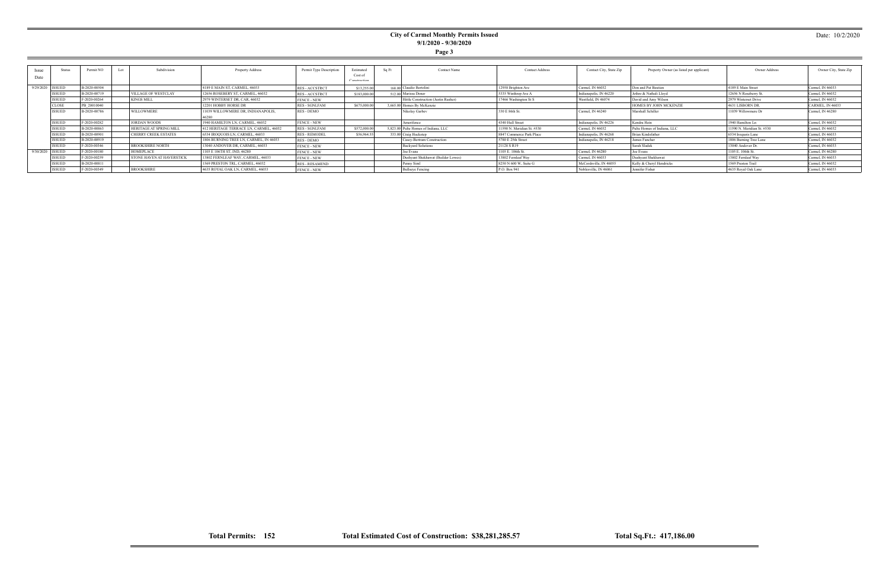# City of Carmel Monthly Permits Issued
## 9/1/2020 - 9/30/2020

Date: 10/2/2020

| Issue Date | Status | Permit NO | Lot | Subdivision | Property Address | Permit Type Description | Estimated Cost of Construction | Sq Ft | Contact Name | Contact Address | Contact City, State Zip | Property Owner (as listed per applicant) | Owner Address | Owner City, State Zip |
|---|---|---|---|---|---|---|---|---|---|---|---|---|---|---|
| 9/29/2020 | ISSUED | B-2020-00504 | | | 4189 E MAIN ST, CARMEL, 46033 | RES - ACCSTRCT | $13,255.00 | 168.00 | Claudio Bertolini | 12958 Brighton Ave | Carmel, IN 46032 | Don and Pat Beutien | 4189 E Main Street | Carmel, IN 46033 |
| | ISSUED | B-2020-00719 | | VILLAGE OF WESTCLAY | 12656 ROSEBERY ST, CARMEL, 46032 | RES - ACCSTRCT | $183,000.00 | 512.00 | Marissa Doner | 5335 Winthrop Ave A | Indianapolis, IN 46220 | Jethro & Nathali Lloyd | 12656 N Rosebery St. | Carmel, IN 46032 |
| | ISSUED | F-2020-00264 | | KINGS MILL | 2979 WINTERSET DR, CAR, 46032 | FENCE - NEW | | | Hittle Construction (Justin Rusher) | 17466 Washington St S | Westfield, IN 46074 | David and Amy Wilson | 2979 Winterset Drive | Carmel, IN 46032 |
| | CLOSE | PB_20010040 | | | 12201 HOBBY HORSE DR | RES - SGNLFAM | $675,000.00 | 3,665.00 | Homes By McKenzie | | | HOMES BY JOHN MCKENZIE | 4631 LISBORN DR. | CARMEL, IN 46033 |
| | ISSUED | B-2020-00786 | | WILLOWMERE | 11039 WILLOWMERE DR, INDIANAPOLIS, 46280 | RES - DEMO | | | Nikolay Garbev | 330 E 86th St. | Carmel, IN 46240 | Marshall Schiller | 11039 Willowmere Dr | Carmel, IN 46280 |
| | ISSUED | F-2020-00282 | | JORDAN WOODS | 1940 HAMILTON LN, CARMEL, 46032 | FENCE - NEW | | | Amerifence | 4340 Hull Street | Indianapolis, IN 46226 | Kendra Hein | 1940 Hamilton Ln | Carmel, IN 46032 |
| | ISSUED | B-2020-00863 | | HERITAGE AT SPRING MILL | 412 HERITAGE TERRACE LN, CARMEL, 46032 | RES - SGNLFAM | $572,000.00 | 5,823.00 | Pulte Homes of Indiana, LLC | 11590 N. Meridian St. #530 | Carmel, IN 46032 | Pulte Homes of Indiana, LLC | 11590 N. Meridian St. #530 | Carmel, IN 46032 |
| | ISSUED | B-2020-00901 | | CHERRY CREEK ESTATES | 6534 IROQUOIS LN, CARMEL, 46033 | RES - REMODEL | $56,964.55 | 333.00 | Craig Huckstep | 8847 Commerce Park Place | Indianapolis, IN 46268 | Brian Kindsfather | 6534 Iroquois Lane | Carmel, IN 46033 |
| | ISSUED | B-2020-00919 | | | 1806 BURNING TREE LN, CARMEL, IN 46033 | RES - DEMO | | | Casey-Bertram Construction | 5780 E 25th Street | Indianapolis, IN 46218 | James Fancher | 1806 Burning Tree Lane | Carmel, IN 46032 |
| | ISSUED | F-2020-00346 | | BROOKSHIRE NORTH | 13040 ANDOVER DR, CARMEL, 46033 | FENCE - NEW | | | Backyard Solutions | 21128 S R19 | | Sarah Sladek | 13040 Andover Dr. | Carmel, IN 46033 |
| 9/30/2020 | ISSUED | F-2020-00180 | | HOMEPLACE | 1105 E 106TH ST, IND, 46280 | FENCE - NEW | | | Joe Evans | 1105 E. 106th St. | Carmel, IN 46280 | Joe Evans | 1105 E. 106th St. | Carmel, IN 46280 |
| | ISSUED | F-2020-00259 | | STONE HAVEN AT HAVERSTICK | 13802 FERNLEAF WAY, CARMEL, 46033 | FENCE - NEW | | | Dushyant Shekhawat (Builder Lowes) | 13802 Fernleaf Way | Carmel, IN 46033 | Dushyant Shekhawat | 13802 Fernleaf Way | Carmel, IN 46033 |
| | ISSUED | B-2020-00811 | | | 1569 PRESTON TRL, CARMEL, 46032 | RES - RESAMEND | | | Penny Siml | 8250 N 600 W, Suite G | McCordsville, IN 46055 | Kelly & Cheryl Hendricks | 1569 Preston Trail | Carmel, IN 46032 |
| | ISSUED | F-2020-00349 | | BROOKSHIRE | 4635 ROYAL OAK LN, CARMEL, 46033 | FENCE - NEW | | | Bullseye Fencing | P.O. Box 941 | Noblesville, IN 46061 | Jennifer Fisher | 4635 Royal Oak Lane | Carmel, IN 46033 |

**Total Permits: 152** **Total Estimated Cost of Construction: $38,281,285.57** **Total Sq.Ft.: 417,186.00**